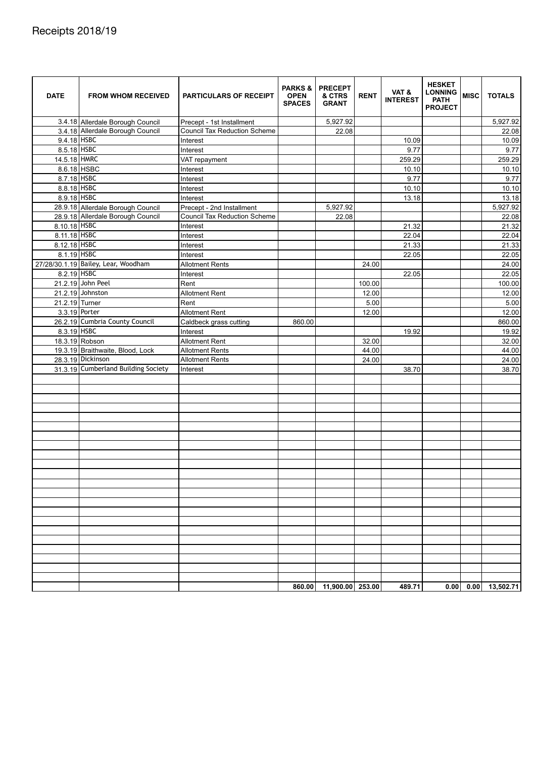# Receipts 2018/19

| DATE | FROM WHOM RECEIVED | PARTICULARS OF RECEIPT | PARKS & OPEN SPACES | PRECEPT & CTRS GRANT | RENT | VAT & INTEREST | HESKET LONNING PATH PROJECT | MISC | TOTALS |
|---|---|---|---|---|---|---|---|---|---|
| 3.4.18 | Allerdale Borough Council | Precept - 1st Installment | | 5,927.92 | | | | | 5,927.92 |
| 3.4.18 | Allerdale Borough Council | Council Tax Reduction Scheme | | 22.08 | | | | | 22.08 |
| 9.4.18 | HSBC | Interest | | | | 10.09 | | | 10.09 |
| 8.5.18 | HSBC | Interest | | | | 9.77 | | | 9.77 |
| 14.5.18 | HMRC | VAT repayment | | | | 259.29 | | | 259.29 |
| 8.6.18 | HSBC | Interest | | | | 10.10 | | | 10.10 |
| 8.7.18 | HSBC | Interest | | | | 9.77 | | | 9.77 |
| 8.8.18 | HSBC | Interest | | | | 10.10 | | | 10.10 |
| 8.9.18 | HSBC | Interest | | | | 13.18 | | | 13.18 |
| 28.9.18 | Allerdale Borough Council | Precept - 2nd Installment | | 5,927.92 | | | | | 5,927.92 |
| 28.9.18 | Allerdale Borough Council | Council Tax Reduction Scheme | | 22.08 | | | | | 22.08 |
| 8.10.18 | HSBC | Interest | | | | 21.32 | | | 21.32 |
| 8.11.18 | HSBC | Interest | | | | 22.04 | | | 22.04 |
| 8.12.18 | HSBC | Interest | | | | 21.33 | | | 21.33 |
| 8.1.19 | HSBC | Interest | | | | 22.05 | | | 22.05 |
| 27/28/30.1.19 | Bailey, Lear, Woodham | Allotment Rents | | | 24.00 | | | | 24.00 |
| 8.2.19 | HSBC | Interest | | | | 22.05 | | | 22.05 |
| 21.2.19 | John Peel | Rent | | | 100.00 | | | | 100.00 |
| 21.2.19 | Johnston | Allotment Rent | | | 12.00 | | | | 12.00 |
| 21.2.19 | Turner | Rent | | | 5.00 | | | | 5.00 |
| 3.3.19 | Porter | Allotment Rent | | | 12.00 | | | | 12.00 |
| 26.2.19 | Cumbria County Council | Caldbeck grass cutting | 860.00 | | | | | | 860.00 |
| 8.3.19 | HSBC | Interest | | | | 19.92 | | | 19.92 |
| 18.3.19 | Robson | Allotment Rent | | | 32.00 | | | | 32.00 |
| 19.3.19 | Braithwaite, Blood, Lock | Allotment Rents | | | 44.00 | | | | 44.00 |
| 28.3.19 | Dickinson | Allotment Rents | | | 24.00 | | | | 24.00 |
| 31.3.19 | Cumberland Building Society | Interest | | | | 38.70 | | | 38.70 |
| | | | 860.00 | 11,900.00 | 253.00 | 489.71 | 0.00 | 0.00 | 13,502.71 |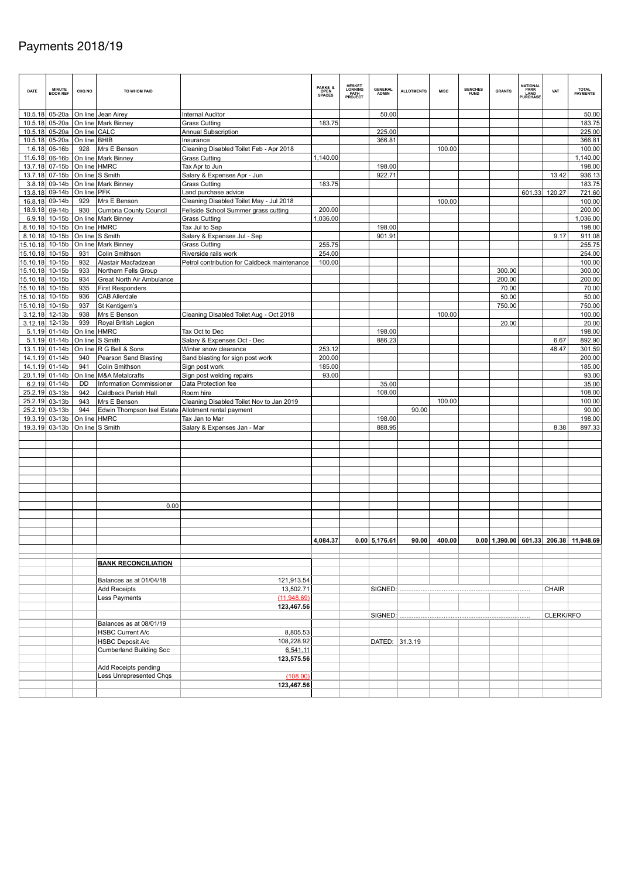# Payments 2018/19

| DATE | MINUTE BOOK REF | CHQ NO | TO WHOM PAID | | PARKS & OPEN SPACES | HESKET LONNING PATH PROJECT | GENERAL ADMIN | ALLOTMENTS | MISC | BENCHES FUND | GRANTS | NATIONAL PARK LAND PURCHASE | VAT | TOTAL PAYMENTS |
|---|---|---|---|---|---|---|---|---|---|---|---|---|---|---|
| 10.5.18 | 05-20a | On line | Jean Airey | Internal Auditor | | | 50.00 | | | | | | | 50.00 |
| 10.5.18 | 05-20a | On line | Mark Binney | Grass Cutting | 183.75 | | | | | | | | | 183.75 |
| 10.5.18 | 05-20a | On line | CALC | Annual Subscription | | | 225.00 | | | | | | | 225.00 |
| 10.5.18 | 05-20a | On line | BHIB | Insurance | | | 366.81 | | | | | | | 366.81 |
| 1.6.18 | 06-16b | 928 | Mrs E Benson | Cleaning Disabled Toilet Feb - Apr 2018 | | | | | 100.00 | | | | | 100.00 |
| 11.6.18 | 06-16b | On line | Mark Binney | Grass Cutting | 1,140.00 | | | | | | | | | 1,140.00 |
| 13.7.18 | 07-15b | On line | HMRC | Tax Apr to Jun | | | 198.00 | | | | | | | 198.00 |
| 13.7.18 | 07-15b | On line | S Smith | Salary & Expenses Apr - Jun | | | 922.71 | | | | | | 13.42 | 936.13 |
| 3.8.18 | 09-14b | On line | Mark Binney | Grass Cutting | 183.75 | | | | | | | | | 183.75 |
| 13.8.18 | 09-14b | On line | PFK | Land purchase advice | | | | | | | | 601.33 | 120.27 | 721.60 |
| 16.8.18 | 09-14b | 929 | Mrs E Benson | Cleaning Disabled Toilet May - Jul 2018 | | | | | 100.00 | | | | | 100.00 |
| 18.9.18 | 09-14b | 930 | Cumbria County Council | Fellside School Summer grass cutting | 200.00 | | | | | | | | | 200.00 |
| 6.9.18 | 10-15b | On line | Mark Binney | Grass Cutting | 1,036.00 | | | | | | | | | 1,036.00 |
| 8.10.18 | 10-15b | On line | HMRC | Tax Jul to Sep | | | 198.00 | | | | | | | 198.00 |
| 8.10.18 | 10-15b | On line | S Smith | Salary & Expenses Jul - Sep | | | 901.91 | | | | | | 9.17 | 911.08 |
| 15.10.18 | 10-15b | On line | Mark Binney | Grass Cutting | 255.75 | | | | | | | | | 255.75 |
| 15.10.18 | 10-15b | 931 | Colin Smithson | Riverside rails work | 254.00 | | | | | | | | | 254.00 |
| 15.10.18 | 10-15b | 932 | Alastair Macfadzean | Petrol contribution for Caldbeck maintenance | 100.00 | | | | | | | | | 100.00 |
| 15.10.18 | 10-15b | 933 | Northern Fells Group | | | | | | | | 300.00 | | | 300.00 |
| 15.10.18 | 10-15b | 934 | Great North Air Ambulance | | | | | | | | 200.00 | | | 200.00 |
| 15.10.18 | 10-15b | 935 | First Responders | | | | | | | | 70.00 | | | 70.00 |
| 15.10.18 | 10-15b | 936 | CAB Allerdale | | | | | | | | 50.00 | | | 50.00 |
| 15.10.18 | 10-15b | 937 | St Kentigern's | | | | | | | | 750.00 | | | 750.00 |
| 15.10.18 | 10-15b | 938 | Mrs E Benson | Cleaning Disabled Toilet Aug - Oct 2018 | | | | | 100.00 | | | | | 100.00 |
| 3.12.18 | 12-13b | 939 | Royal British Legion | | | | | | | | 20.00 | | | 20.00 |
| 5.1.19 | 01-14b | On line | HMRC | Tax Oct to Dec | | | 198.00 | | | | | | | 198.00 |
| 5.1.19 | 01-14b | On line | S Smith | Salary & Expenses Oct - Dec | | | 886.23 | | | | | | 6.67 | 892.90 |
| 13.1.19 | 01-14b | On line | R G Bell & Sons | Winter snow clearance | 253.12 | | | | | | | | 48.47 | 301.59 |
| 14.1.19 | 01-14b | 940 | Pearson Sand Blasting | Sand blasting for sign post work | 200.00 | | | | | | | | | 200.00 |
| 14.1.19 | 01-14b | 941 | Colin Smithson | Sign post work | 185.00 | | | | | | | | | 185.00 |
| 20.1.19 | 01-14b | On line | M&A Metalcrafts | Sign post welding repairs | 93.00 | | | | | | | | | 93.00 |
| 6.2.19 | 01-14b | DD | Information Commissioner | Data Protection fee | | | 35.00 | | | | | | | 35.00 |
| 25.2.19 | 03-13b | 942 | Caldbeck Parish Hall | Room hire | | | 108.00 | | | | | | | 108.00 |
| 25.2.19 | 03-13b | 943 | Mrs E Benson | Cleaning Disabled Toilet Nov to Jan 2019 | | | | | 100.00 | | | | | 100.00 |
| 25.2.19 | 03-13b | 944 | Edwin Thompson Isel Estate | Allotment rental payment | | | | 90.00 | | | | | | 90.00 |
| 19.3.19 | 03-13b | On line | HMRC | Tax Jan to Mar | | | 198.00 | | | | | | | 198.00 |
| 19.3.19 | 03-13b | On line | S Smith | Salary & Expenses Jan - Mar | | | 888.95 | | | | | | 8.38 | 897.33 |
| | | | 0.00 | | | | | | | | | | | |
| | | | | | 4,084.37 | 0.00 | 5,176.61 | 90.00 | 400.00 | 0.00 | 1,390.00 | 601.33 | 206.38 | 11,948.69 |

**BANK RECONCILIATION**

| | |
|---|---|
| Balances as at 01/04/18 | 121,913.54 |
| Add Receipts | 13,502.71 |
| Less Payments | (11,948.69) |
| | 123,467.56 |
| Balances as at 08/01/19 | |
| HSBC Current A/c | 8,805.53 |
| HSBC Deposit A/c | 108,228.92 |
| Cumberland Building Soc | 6,541.11 |
| | 123,575.56 |
| Add Receipts pending | |
| Less Unrepresented Chqs | (108.00) |
| | 123,467.56 |

SIGNED: ........................................................................ CHAIR

SIGNED: ........................................................................ CLERK/RFO

DATED: 31.3.19